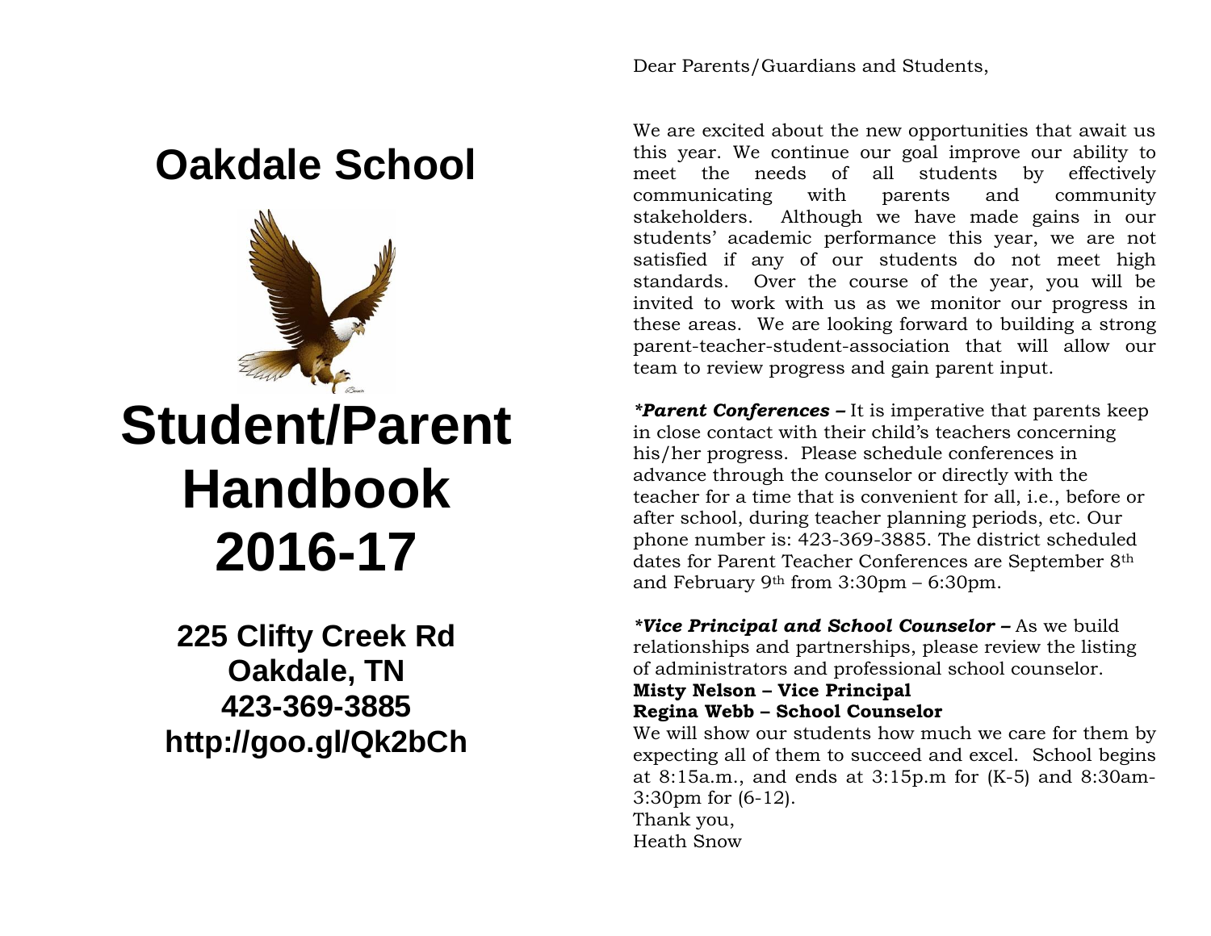# Oakdale School

# Student/Parent Handbook 2016-17

**225 Clifty Creek Rd**
**Oakdale, TN**
**423-369-3885**
**http://goo.gl/Qk2bCh**

Dear Parents/Guardians and Students,

We are excited about the new opportunities that await us this year. We continue our goal improve our ability to meet the needs of all students by effectively communicating with parents and community stakeholders. Although we have made gains in our students' academic performance this year, we are not satisfied if any of our students do not meet high standards. Over the course of the year, you will be invited to work with us as we monitor our progress in these areas. We are looking forward to building a strong parent-teacher-student-association that will allow our team to review progress and gain parent input.

***Parent Conferences –** It is imperative that parents keep in close contact with their child's teachers concerning his/her progress. Please schedule conferences in advance through the counselor or directly with the teacher for a time that is convenient for all, i.e., before or after school, during teacher planning periods, etc. Our phone number is: 423-369-3885. The district scheduled dates for Parent Teacher Conferences are September 8th and February 9th from 3:30pm – 6:30pm.

***Vice Principal and School Counselor –** As we build relationships and partnerships, please review the listing of administrators and professional school counselor.
**Misty Nelson – Vice Principal**
**Regina Webb – School Counselor**
We will show our students how much we care for them by expecting all of them to succeed and excel. School begins at 8:15a.m., and ends at 3:15p.m for (K-5) and 8:30am-3:30pm for (6-12).
Thank you,
Heath Snow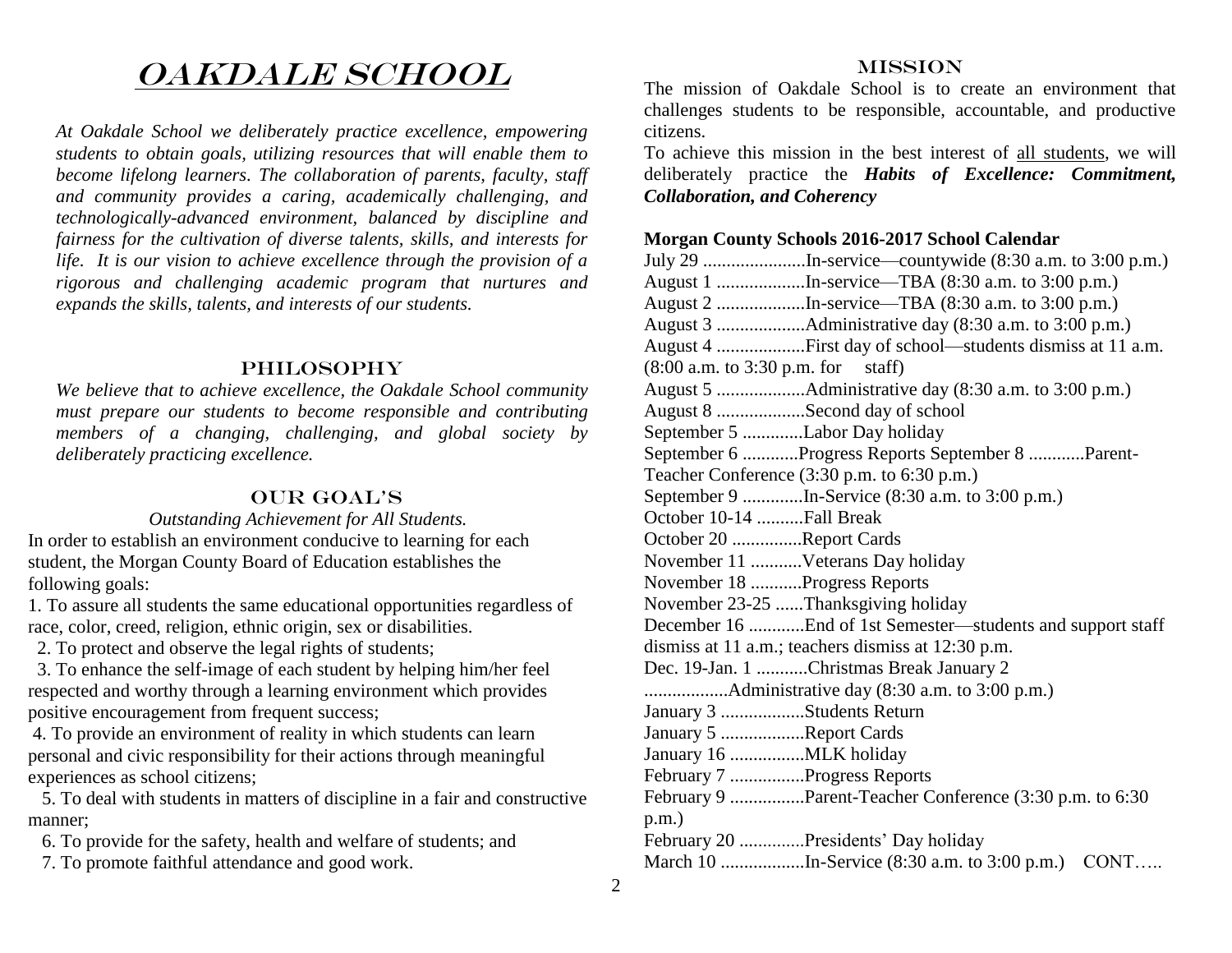# OAKDALE SCHOOL

*At Oakdale School we deliberately practice excellence, empowering students to obtain goals, utilizing resources that will enable them to become lifelong learners. The collaboration of parents, faculty, staff and community provides a caring, academically challenging, and technologically-advanced environment, balanced by discipline and fairness for the cultivation of diverse talents, skills, and interests for life. It is our vision to achieve excellence through the provision of a rigorous and challenging academic program that nurtures and expands the skills, talents, and interests of our students.*

## PHILOSOPHY

*We believe that to achieve excellence, the Oakdale School community must prepare our students to become responsible and contributing members of a changing, challenging, and global society by deliberately practicing excellence.*

## OUR GOAL'S

*Outstanding Achievement for All Students.*

In order to establish an environment conducive to learning for each student, the Morgan County Board of Education establishes the following goals:

1. To assure all students the same educational opportunities regardless of race, color, creed, religion, ethnic origin, sex or disabilities.
2. To protect and observe the legal rights of students;
3. To enhance the self-image of each student by helping him/her feel respected and worthy through a learning environment which provides positive encouragement from frequent success;
4. To provide an environment of reality in which students can learn personal and civic responsibility for their actions through meaningful experiences as school citizens;
5. To deal with students in matters of discipline in a fair and constructive manner;
6. To provide for the safety, health and welfare of students; and
7. To promote faithful attendance and good work.

## MISSION

The mission of Oakdale School is to create an environment that challenges students to be responsible, accountable, and productive citizens.

To achieve this mission in the best interest of <u>all students</u>, we will deliberately practice the ***Habits of Excellence: Commitment, Collaboration, and Coherency***

**Morgan County Schools 2016-2017 School Calendar**

July 29 ......................In-service—countywide (8:30 a.m. to 3:00 p.m.)
August 1 ...................In-service—TBA (8:30 a.m. to 3:00 p.m.)
August 2 ...................In-service—TBA (8:30 a.m. to 3:00 p.m.)
August 3 ...................Administrative day (8:30 a.m. to 3:00 p.m.)
August 4 ...................First day of school—students dismiss at 11 a.m. (8:00 a.m. to 3:30 p.m. for staff)
August 5 ...................Administrative day (8:30 a.m. to 3:00 p.m.)
August 8 ...................Second day of school
September 5 .............Labor Day holiday
September 6 ............Progress Reports September 8 ............Parent-Teacher Conference (3:30 p.m. to 6:30 p.m.)
September 9 .............In-Service (8:30 a.m. to 3:00 p.m.)
October 10-14 ..........Fall Break
October 20 ...............Report Cards
November 11 ...........Veterans Day holiday
November 18 ...........Progress Reports
November 23-25 ......Thanksgiving holiday
December 16 ............End of 1st Semester—students and support staff dismiss at 11 a.m.; teachers dismiss at 12:30 p.m.
Dec. 19-Jan. 1 ...........Christmas Break January 2 ..................Administrative day (8:30 a.m. to 3:00 p.m.)
January 3 ..................Students Return
January 5 ..................Report Cards
January 16 ................MLK holiday
February 7 ................Progress Reports
February 9 ................Parent-Teacher Conference (3:30 p.m. to 6:30 p.m.)
February 20 ..............Presidents' Day holiday
March 10 ..................In-Service (8:30 a.m. to 3:00 p.m.) CONT…..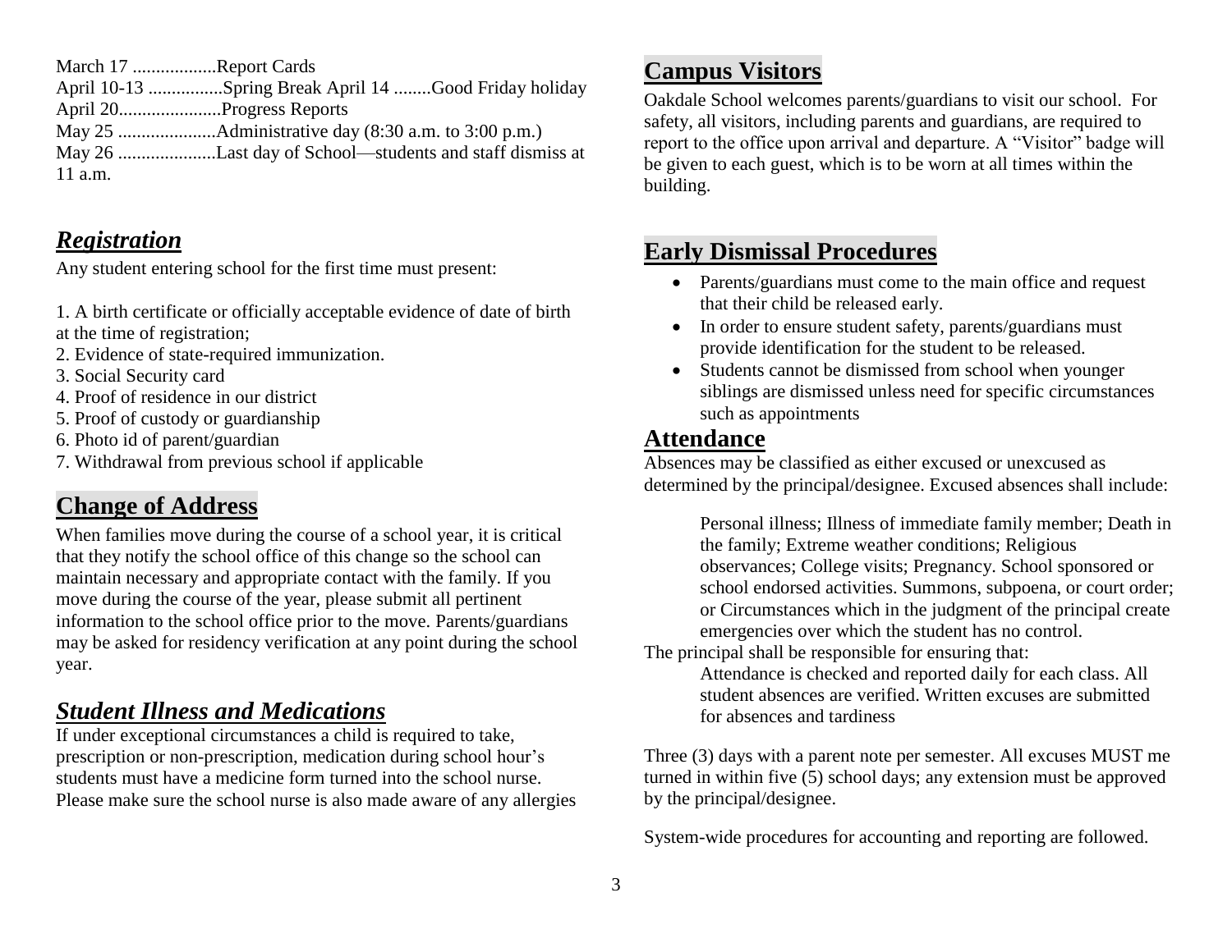March 17 ..................Report Cards
April 10-13 ................Spring Break April 14 ........Good Friday holiday
April 20......................Progress Reports
May 25 .....................Administrative day (8:30 a.m. to 3:00 p.m.)
May 26 .....................Last day of School—students and staff dismiss at 11 a.m.

## ***Registration***

Any student entering school for the first time must present:

1. A birth certificate or officially acceptable evidence of date of birth at the time of registration;
2. Evidence of state-required immunization.
3. Social Security card
4. Proof of residence in our district
5. Proof of custody or guardianship
6. Photo id of parent/guardian
7. Withdrawal from previous school if applicable

## **Change of Address**

When families move during the course of a school year, it is critical that they notify the school office of this change so the school can maintain necessary and appropriate contact with the family. If you move during the course of the year, please submit all pertinent information to the school office prior to the move. Parents/guardians may be asked for residency verification at any point during the school year.

## ***Student Illness and Medications***

If under exceptional circumstances a child is required to take, prescription or non-prescription, medication during school hour's students must have a medicine form turned into the school nurse. Please make sure the school nurse is also made aware of any allergies

## **Campus Visitors**

Oakdale School welcomes parents/guardians to visit our school. For safety, all visitors, including parents and guardians, are required to report to the office upon arrival and departure. A "Visitor" badge will be given to each guest, which is to be worn at all times within the building.

## **Early Dismissal Procedures**

- Parents/guardians must come to the main office and request that their child be released early.
- In order to ensure student safety, parents/guardians must provide identification for the student to be released.
- Students cannot be dismissed from school when younger siblings are dismissed unless need for specific circumstances such as appointments

## **Attendance**

Absences may be classified as either excused or unexcused as determined by the principal/designee. Excused absences shall include:

> Personal illness; Illness of immediate family member; Death in the family; Extreme weather conditions; Religious observances; College visits; Pregnancy. School sponsored or school endorsed activities. Summons, subpoena, or court order; or Circumstances which in the judgment of the principal create emergencies over which the student has no control.

The principal shall be responsible for ensuring that:

> Attendance is checked and reported daily for each class. All student absences are verified. Written excuses are submitted for absences and tardiness

Three (3) days with a parent note per semester. All excuses MUST me turned in within five (5) school days; any extension must be approved by the principal/designee.

System-wide procedures for accounting and reporting are followed.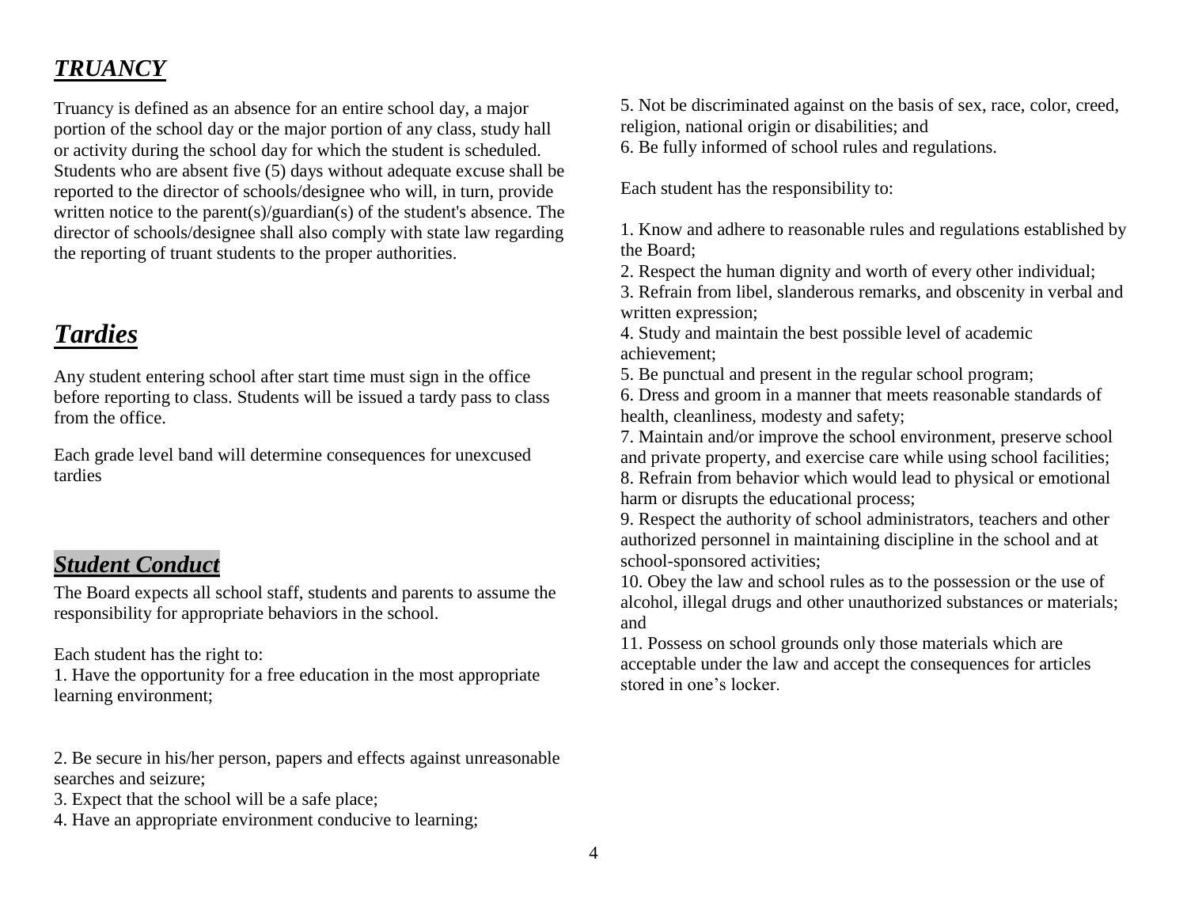## ***TRUANCY***

Truancy is defined as an absence for an entire school day, a major portion of the school day or the major portion of any class, study hall or activity during the school day for which the student is scheduled. Students who are absent five (5) days without adequate excuse shall be reported to the director of schools/designee who will, in turn, provide written notice to the parent(s)/guardian(s) of the student's absence. The director of schools/designee shall also comply with state law regarding the reporting of truant students to the proper authorities.

## ***Tardies***

Any student entering school after start time must sign in the office before reporting to class. Students will be issued a tardy pass to class from the office.

Each grade level band will determine consequences for unexcused tardies

## ***Student Conduct***

The Board expects all school staff, students and parents to assume the responsibility for appropriate behaviors in the school.

Each student has the right to:

1. Have the opportunity for a free education in the most appropriate learning environment;
2. Be secure in his/her person, papers and effects against unreasonable searches and seizure;
3. Expect that the school will be a safe place;
4. Have an appropriate environment conducive to learning;
5. Not be discriminated against on the basis of sex, race, color, creed, religion, national origin or disabilities; and
6. Be fully informed of school rules and regulations.

Each student has the responsibility to:

1. Know and adhere to reasonable rules and regulations established by the Board;
2. Respect the human dignity and worth of every other individual;
3. Refrain from libel, slanderous remarks, and obscenity in verbal and written expression;
4. Study and maintain the best possible level of academic achievement;
5. Be punctual and present in the regular school program;
6. Dress and groom in a manner that meets reasonable standards of health, cleanliness, modesty and safety;
7. Maintain and/or improve the school environment, preserve school and private property, and exercise care while using school facilities;
8. Refrain from behavior which would lead to physical or emotional harm or disrupts the educational process;
9. Respect the authority of school administrators, teachers and other authorized personnel in maintaining discipline in the school and at school-sponsored activities;
10. Obey the law and school rules as to the possession or the use of alcohol, illegal drugs and other unauthorized substances or materials; and
11. Possess on school grounds only those materials which are acceptable under the law and accept the consequences for articles stored in one's locker.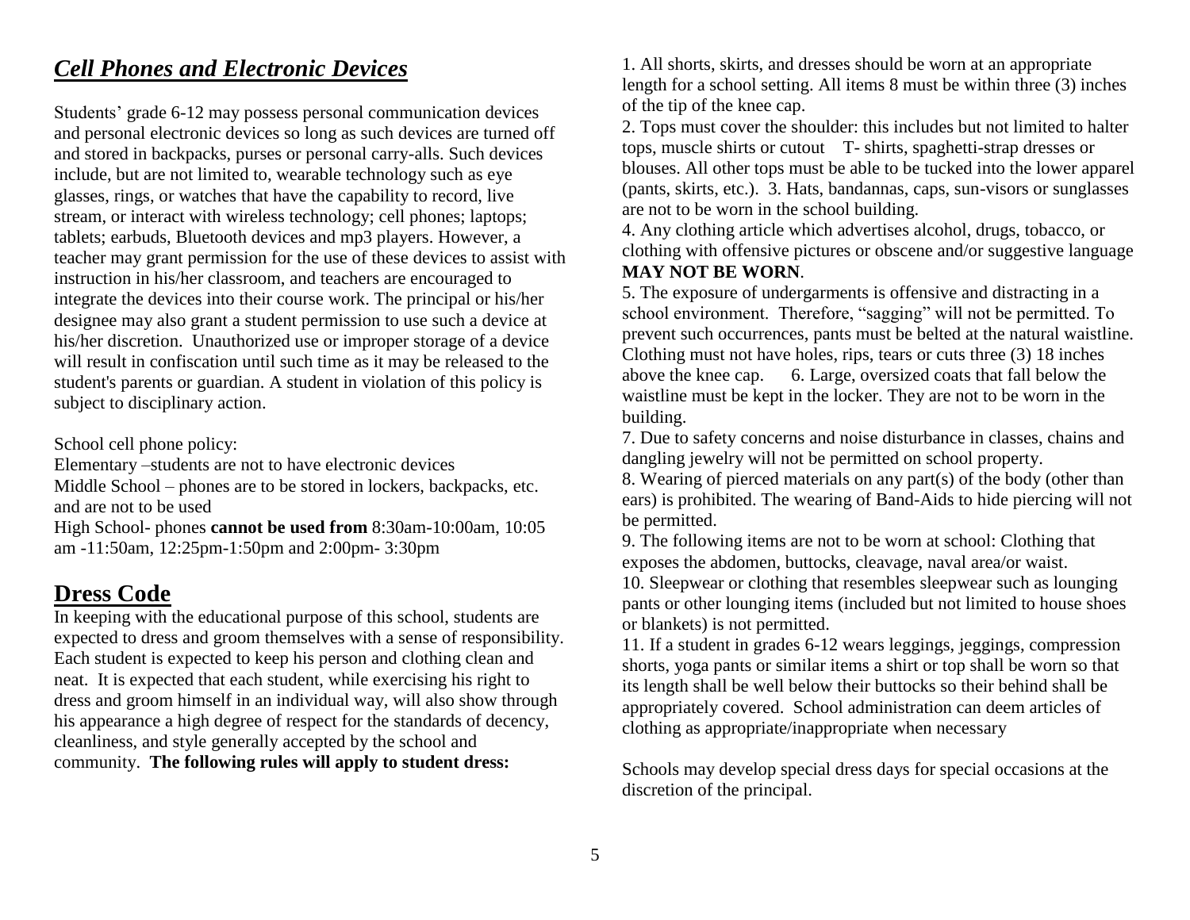## *Cell Phones and Electronic Devices*

Students' grade 6-12 may possess personal communication devices and personal electronic devices so long as such devices are turned off and stored in backpacks, purses or personal carry-alls. Such devices include, but are not limited to, wearable technology such as eye glasses, rings, or watches that have the capability to record, live stream, or interact with wireless technology; cell phones; laptops; tablets; earbuds, Bluetooth devices and mp3 players. However, a teacher may grant permission for the use of these devices to assist with instruction in his/her classroom, and teachers are encouraged to integrate the devices into their course work. The principal or his/her designee may also grant a student permission to use such a device at his/her discretion. Unauthorized use or improper storage of a device will result in confiscation until such time as it may be released to the student's parents or guardian. A student in violation of this policy is subject to disciplinary action.

School cell phone policy:
Elementary –students are not to have electronic devices
Middle School – phones are to be stored in lockers, backpacks, etc. and are not to be used
High School- phones **cannot be used from** 8:30am-10:00am, 10:05 am -11:50am, 12:25pm-1:50pm and 2:00pm- 3:30pm

## Dress Code

In keeping with the educational purpose of this school, students are expected to dress and groom themselves with a sense of responsibility. Each student is expected to keep his person and clothing clean and neat. It is expected that each student, while exercising his right to dress and groom himself in an individual way, will also show through his appearance a high degree of respect for the standards of decency, cleanliness, and style generally accepted by the school and community. **The following rules will apply to student dress:**

1. All shorts, skirts, and dresses should be worn at an appropriate length for a school setting. All items 8 must be within three (3) inches of the tip of the knee cap.
2. Tops must cover the shoulder: this includes but not limited to halter tops, muscle shirts or cutout T- shirts, spaghetti-strap dresses or blouses. All other tops must be able to be tucked into the lower apparel (pants, skirts, etc.). 3. Hats, bandannas, caps, sun-visors or sunglasses are not to be worn in the school building.
4. Any clothing article which advertises alcohol, drugs, tobacco, or clothing with offensive pictures or obscene and/or suggestive language **MAY NOT BE WORN**.
5. The exposure of undergarments is offensive and distracting in a school environment. Therefore, "sagging" will not be permitted. To prevent such occurrences, pants must be belted at the natural waistline. Clothing must not have holes, rips, tears or cuts three (3) 18 inches above the knee cap. 6. Large, oversized coats that fall below the waistline must be kept in the locker. They are not to be worn in the building.
7. Due to safety concerns and noise disturbance in classes, chains and dangling jewelry will not be permitted on school property.
8. Wearing of pierced materials on any part(s) of the body (other than ears) is prohibited. The wearing of Band-Aids to hide piercing will not be permitted.
9. The following items are not to be worn at school: Clothing that exposes the abdomen, buttocks, cleavage, naval area/or waist.
10. Sleepwear or clothing that resembles sleepwear such as lounging pants or other lounging items (included but not limited to house shoes or blankets) is not permitted.
11. If a student in grades 6-12 wears leggings, jeggings, compression shorts, yoga pants or similar items a shirt or top shall be worn so that its length shall be well below their buttocks so their behind shall be appropriately covered. School administration can deem articles of clothing as appropriate/inappropriate when necessary

Schools may develop special dress days for special occasions at the discretion of the principal.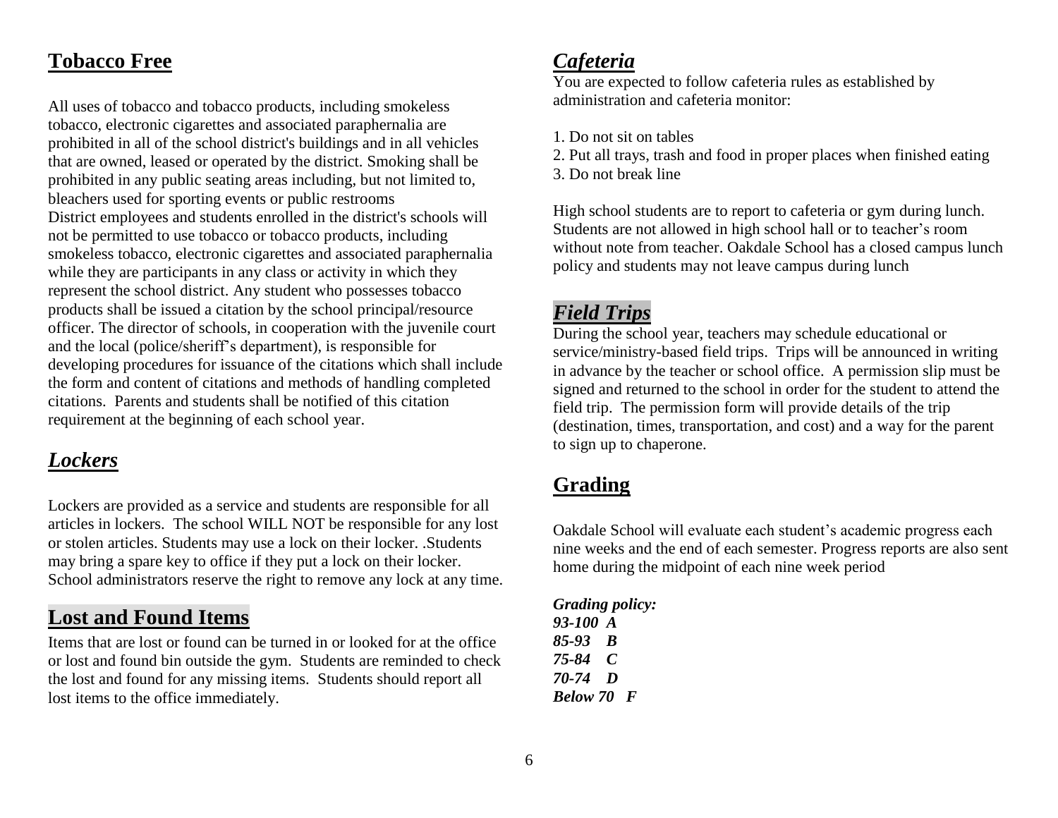## Tobacco Free

All uses of tobacco and tobacco products, including smokeless tobacco, electronic cigarettes and associated paraphernalia are prohibited in all of the school district's buildings and in all vehicles that are owned, leased or operated by the district. Smoking shall be prohibited in any public seating areas including, but not limited to, bleachers used for sporting events or public restrooms
District employees and students enrolled in the district's schools will not be permitted to use tobacco or tobacco products, including smokeless tobacco, electronic cigarettes and associated paraphernalia while they are participants in any class or activity in which they represent the school district. Any student who possesses tobacco products shall be issued a citation by the school principal/resource officer. The director of schools, in cooperation with the juvenile court and the local (police/sheriff's department), is responsible for developing procedures for issuance of the citations which shall include the form and content of citations and methods of handling completed citations. Parents and students shall be notified of this citation requirement at the beginning of each school year.

## *Lockers*

Lockers are provided as a service and students are responsible for all articles in lockers. The school WILL NOT be responsible for any lost or stolen articles. Students may use a lock on their locker. .Students may bring a spare key to office if they put a lock on their locker. School administrators reserve the right to remove any lock at any time.

## Lost and Found Items

Items that are lost or found can be turned in or looked for at the office or lost and found bin outside the gym. Students are reminded to check the lost and found for any missing items. Students should report all lost items to the office immediately.

## *Cafeteria*

You are expected to follow cafeteria rules as established by administration and cafeteria monitor:

1. Do not sit on tables
2. Put all trays, trash and food in proper places when finished eating
3. Do not break line

High school students are to report to cafeteria or gym during lunch. Students are not allowed in high school hall or to teacher's room without note from teacher. Oakdale School has a closed campus lunch policy and students may not leave campus during lunch

## *Field Trips*

During the school year, teachers may schedule educational or service/ministry-based field trips. Trips will be announced in writing in advance by the teacher or school office. A permission slip must be signed and returned to the school in order for the student to attend the field trip. The permission form will provide details of the trip (destination, times, transportation, and cost) and a way for the parent to sign up to chaperone.

## Grading

Oakdale School will evaluate each student's academic progress each nine weeks and the end of each semester. Progress reports are also sent home during the midpoint of each nine week period

***Grading policy:***
***93-100 A***
***85-93 B***
***75-84 C***
***70-74 D***
***Below 70 F***